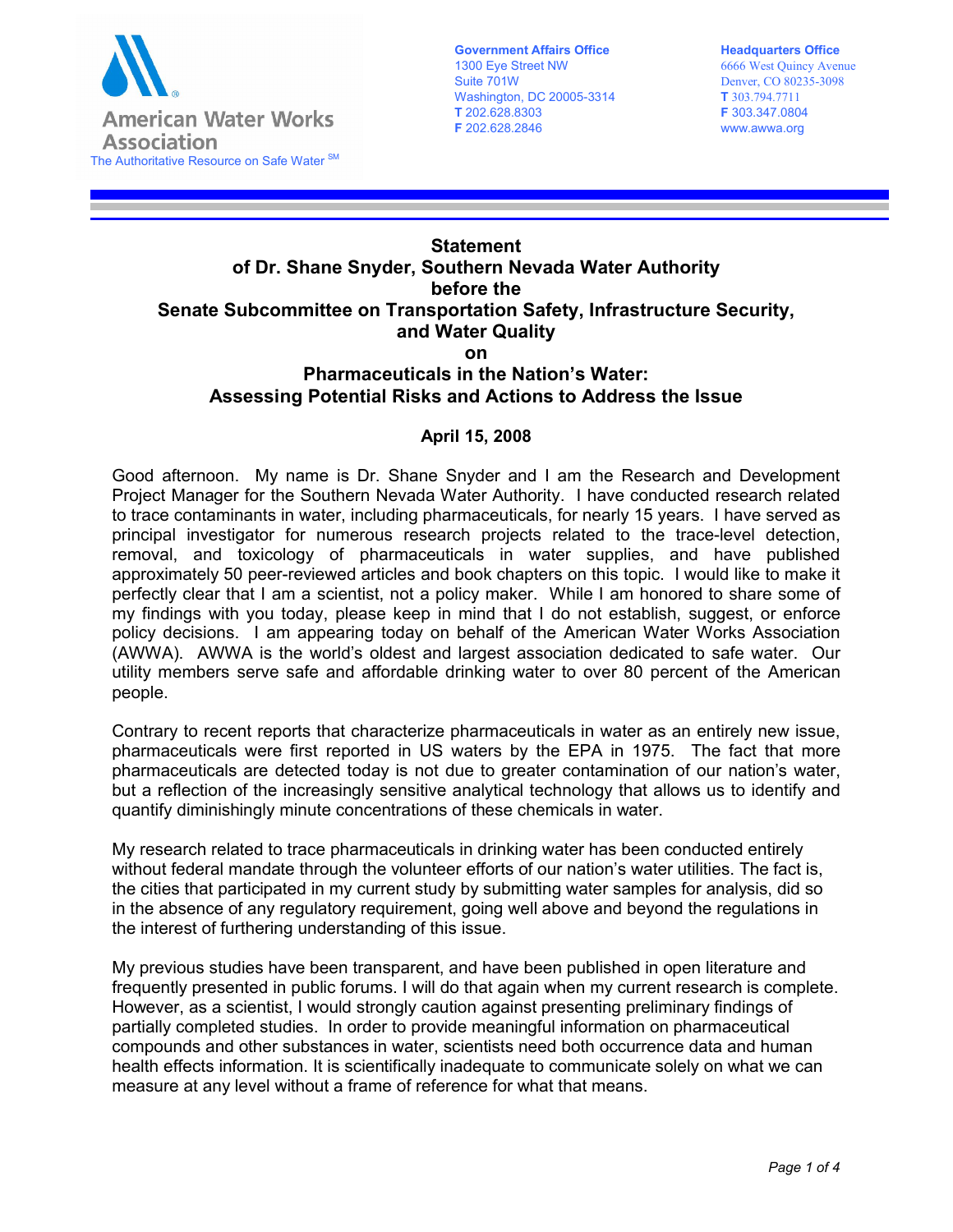American Water Works Association
The Authoritative Resource on Safe Water[SM]

**Government Affairs Office**
1300 Eye Street NW
Suite 701W
Washington, DC 20005-3314
**T** 202.628.8303
**F** 202.628.2846

**Headquarters Office**
6666 West Quincy Avenue
Denver, CO 80235-3098
**T** 303.794.7711
**F** 303.347.0804
www.awwa.org

# Statement of Dr. Shane Snyder, Southern Nevada Water Authority before the Senate Subcommittee on Transportation Safety, Infrastructure Security, and Water Quality on Pharmaceuticals in the Nation's Water: Assessing Potential Risks and Actions to Address the Issue

**April 15, 2008**

Good afternoon. My name is Dr. Shane Snyder and I am the Research and Development Project Manager for the Southern Nevada Water Authority. I have conducted research related to trace contaminants in water, including pharmaceuticals, for nearly 15 years. I have served as principal investigator for numerous research projects related to the trace-level detection, removal, and toxicology of pharmaceuticals in water supplies, and have published approximately 50 peer-reviewed articles and book chapters on this topic. I would like to make it perfectly clear that I am a scientist, not a policy maker. While I am honored to share some of my findings with you today, please keep in mind that I do not establish, suggest, or enforce policy decisions. I am appearing today on behalf of the American Water Works Association (AWWA). AWWA is the world's oldest and largest association dedicated to safe water. Our utility members serve safe and affordable drinking water to over 80 percent of the American people.

Contrary to recent reports that characterize pharmaceuticals in water as an entirely new issue, pharmaceuticals were first reported in US waters by the EPA in 1975. The fact that more pharmaceuticals are detected today is not due to greater contamination of our nation's water, but a reflection of the increasingly sensitive analytical technology that allows us to identify and quantify diminishingly minute concentrations of these chemicals in water.

My research related to trace pharmaceuticals in drinking water has been conducted entirely without federal mandate through the volunteer efforts of our nation's water utilities. The fact is, the cities that participated in my current study by submitting water samples for analysis, did so in the absence of any regulatory requirement, going well above and beyond the regulations in the interest of furthering understanding of this issue.

My previous studies have been transparent, and have been published in open literature and frequently presented in public forums. I will do that again when my current research is complete. However, as a scientist, I would strongly caution against presenting preliminary findings of partially completed studies. In order to provide meaningful information on pharmaceutical compounds and other substances in water, scientists need both occurrence data and human health effects information. It is scientifically inadequate to communicate solely on what we can measure at any level without a frame of reference for what that means.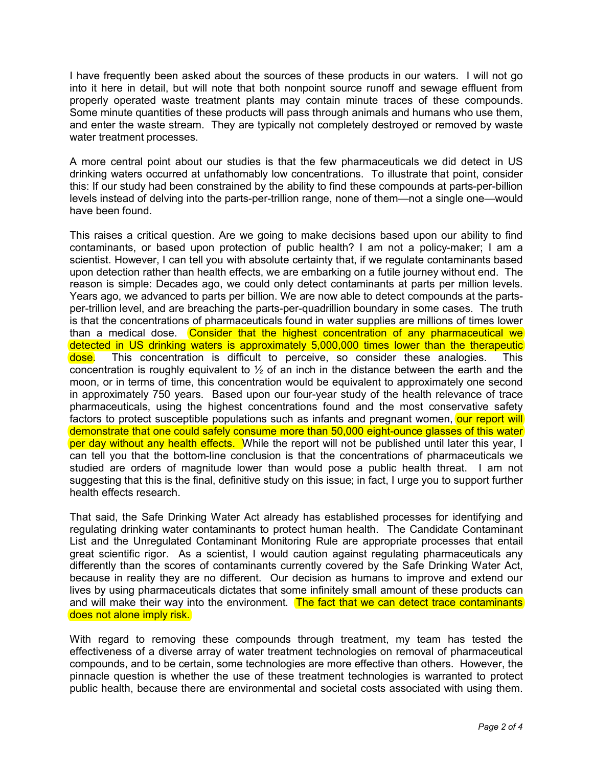I have frequently been asked about the sources of these products in our waters. I will not go into it here in detail, but will note that both nonpoint source runoff and sewage effluent from properly operated waste treatment plants may contain minute traces of these compounds. Some minute quantities of these products will pass through animals and humans who use them, and enter the waste stream. They are typically not completely destroyed or removed by waste water treatment processes.

A more central point about our studies is that the few pharmaceuticals we did detect in US drinking waters occurred at unfathomably low concentrations. To illustrate that point, consider this: If our study had been constrained by the ability to find these compounds at parts-per-billion levels instead of delving into the parts-per-trillion range, none of them—not a single one—would have been found.

This raises a critical question. Are we going to make decisions based upon our ability to find contaminants, or based upon protection of public health? I am not a policy-maker; I am a scientist. However, I can tell you with absolute certainty that, if we regulate contaminants based upon detection rather than health effects, we are embarking on a futile journey without end. The reason is simple: Decades ago, we could only detect contaminants at parts per million levels. Years ago, we advanced to parts per billion. We are now able to detect compounds at the parts-per-trillion level, and are breaching the parts-per-quadrillion boundary in some cases. The truth is that the concentrations of pharmaceuticals found in water supplies are millions of times lower than a medical dose. Consider that the highest concentration of any pharmaceutical we detected in US drinking waters is approximately 5,000,000 times lower than the therapeutic dose. This concentration is difficult to perceive, so consider these analogies. This concentration is roughly equivalent to ½ of an inch in the distance between the earth and the moon, or in terms of time, this concentration would be equivalent to approximately one second in approximately 750 years. Based upon our four-year study of the health relevance of trace pharmaceuticals, using the highest concentrations found and the most conservative safety factors to protect susceptible populations such as infants and pregnant women, our report will demonstrate that one could safely consume more than 50,000 eight-ounce glasses of this water per day without any health effects. While the report will not be published until later this year, I can tell you that the bottom-line conclusion is that the concentrations of pharmaceuticals we studied are orders of magnitude lower than would pose a public health threat. I am not suggesting that this is the final, definitive study on this issue; in fact, I urge you to support further health effects research.

That said, the Safe Drinking Water Act already has established processes for identifying and regulating drinking water contaminants to protect human health. The Candidate Contaminant List and the Unregulated Contaminant Monitoring Rule are appropriate processes that entail great scientific rigor. As a scientist, I would caution against regulating pharmaceuticals any differently than the scores of contaminants currently covered by the Safe Drinking Water Act, because in reality they are no different. Our decision as humans to improve and extend our lives by using pharmaceuticals dictates that some infinitely small amount of these products can and will make their way into the environment. The fact that we can detect trace contaminants does not alone imply risk.

With regard to removing these compounds through treatment, my team has tested the effectiveness of a diverse array of water treatment technologies on removal of pharmaceutical compounds, and to be certain, some technologies are more effective than others. However, the pinnacle question is whether the use of these treatment technologies is warranted to protect public health, because there are environmental and societal costs associated with using them.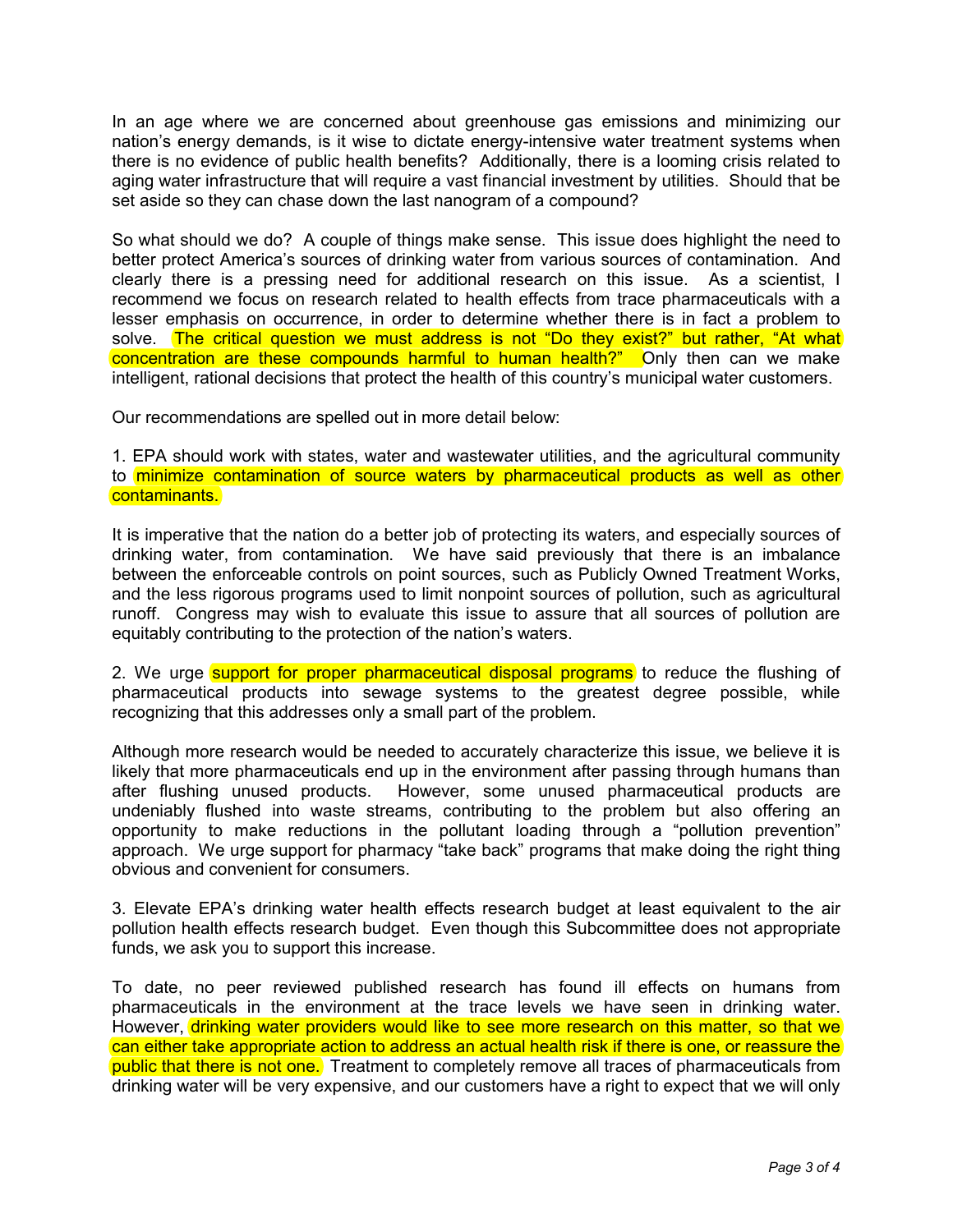In an age where we are concerned about greenhouse gas emissions and minimizing our nation's energy demands, is it wise to dictate energy-intensive water treatment systems when there is no evidence of public health benefits? Additionally, there is a looming crisis related to aging water infrastructure that will require a vast financial investment by utilities. Should that be set aside so they can chase down the last nanogram of a compound?

So what should we do? A couple of things make sense. This issue does highlight the need to better protect America's sources of drinking water from various sources of contamination. And clearly there is a pressing need for additional research on this issue. As a scientist, I recommend we focus on research related to health effects from trace pharmaceuticals with a lesser emphasis on occurrence, in order to determine whether there is in fact a problem to solve. The critical question we must address is not "Do they exist?" but rather, "At what concentration are these compounds harmful to human health?" Only then can we make intelligent, rational decisions that protect the health of this country's municipal water customers.

Our recommendations are spelled out in more detail below:

1. EPA should work with states, water and wastewater utilities, and the agricultural community to minimize contamination of source waters by pharmaceutical products as well as other contaminants.

It is imperative that the nation do a better job of protecting its waters, and especially sources of drinking water, from contamination. We have said previously that there is an imbalance between the enforceable controls on point sources, such as Publicly Owned Treatment Works, and the less rigorous programs used to limit nonpoint sources of pollution, such as agricultural runoff. Congress may wish to evaluate this issue to assure that all sources of pollution are equitably contributing to the protection of the nation's waters.

2. We urge support for proper pharmaceutical disposal programs to reduce the flushing of pharmaceutical products into sewage systems to the greatest degree possible, while recognizing that this addresses only a small part of the problem.

Although more research would be needed to accurately characterize this issue, we believe it is likely that more pharmaceuticals end up in the environment after passing through humans than after flushing unused products. However, some unused pharmaceutical products are undeniably flushed into waste streams, contributing to the problem but also offering an opportunity to make reductions in the pollutant loading through a "pollution prevention" approach. We urge support for pharmacy "take back" programs that make doing the right thing obvious and convenient for consumers.

3. Elevate EPA's drinking water health effects research budget at least equivalent to the air pollution health effects research budget. Even though this Subcommittee does not appropriate funds, we ask you to support this increase.

To date, no peer reviewed published research has found ill effects on humans from pharmaceuticals in the environment at the trace levels we have seen in drinking water. However, drinking water providers would like to see more research on this matter, so that we can either take appropriate action to address an actual health risk if there is one, or reassure the public that there is not one. Treatment to completely remove all traces of pharmaceuticals from drinking water will be very expensive, and our customers have a right to expect that we will only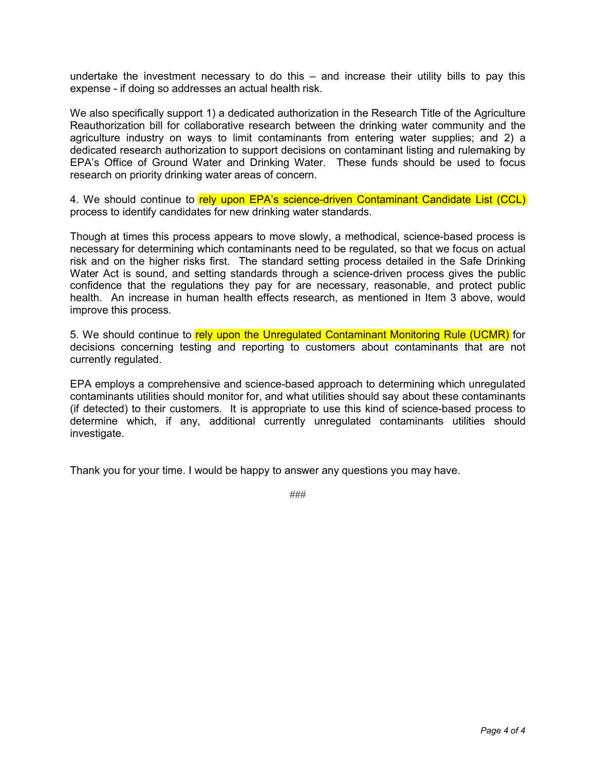undertake the investment necessary to do this – and increase their utility bills to pay this expense - if doing so addresses an actual health risk.

We also specifically support 1) a dedicated authorization in the Research Title of the Agriculture Reauthorization bill for collaborative research between the drinking water community and the agriculture industry on ways to limit contaminants from entering water supplies; and 2) a dedicated research authorization to support decisions on contaminant listing and rulemaking by EPA's Office of Ground Water and Drinking Water. These funds should be used to focus research on priority drinking water areas of concern.

4. We should continue to rely upon EPA's science-driven Contaminant Candidate List (CCL) process to identify candidates for new drinking water standards.

Though at times this process appears to move slowly, a methodical, science-based process is necessary for determining which contaminants need to be regulated, so that we focus on actual risk and on the higher risks first. The standard setting process detailed in the Safe Drinking Water Act is sound, and setting standards through a science-driven process gives the public confidence that the regulations they pay for are necessary, reasonable, and protect public health. An increase in human health effects research, as mentioned in Item 3 above, would improve this process.

5. We should continue to rely upon the Unregulated Contaminant Monitoring Rule (UCMR) for decisions concerning testing and reporting to customers about contaminants that are not currently regulated.

EPA employs a comprehensive and science-based approach to determining which unregulated contaminants utilities should monitor for, and what utilities should say about these contaminants (if detected) to their customers. It is appropriate to use this kind of science-based process to determine which, if any, additional currently unregulated contaminants utilities should investigate.

Thank you for your time. I would be happy to answer any questions you may have.

###